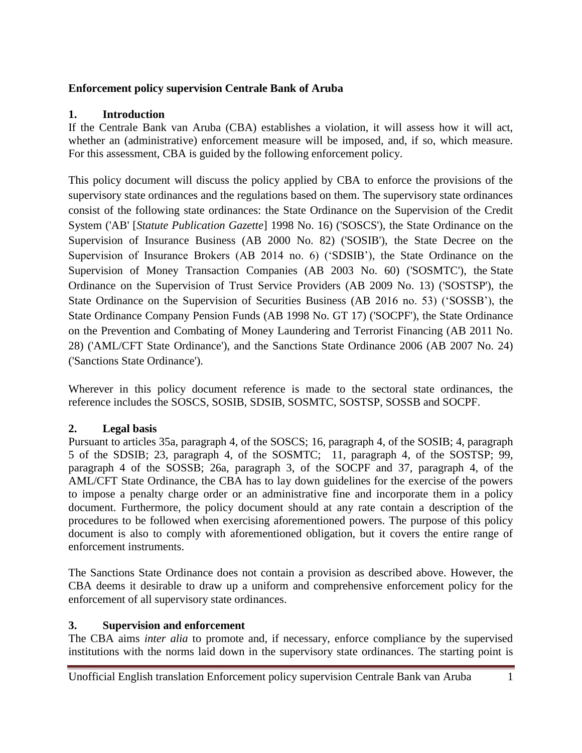**Enforcement policy supervision Centrale Bank of Aruba**

## 1. Introduction

If the Centrale Bank van Aruba (CBA) establishes a violation, it will assess how it will act, whether an (administrative) enforcement measure will be imposed, and, if so, which measure. For this assessment, CBA is guided by the following enforcement policy.

This policy document will discuss the policy applied by CBA to enforce the provisions of the supervisory state ordinances and the regulations based on them. The supervisory state ordinances consist of the following state ordinances: the State Ordinance on the Supervision of the Credit System ('AB' [*Statute Publication Gazette*] 1998 No. 16) ('SOSCS'), the State Ordinance on the Supervision of Insurance Business (AB 2000 No. 82) ('SOSIB'), the State Decree on the Supervision of Insurance Brokers (AB 2014 no. 6) ('SDSIB'), the State Ordinance on the Supervision of Money Transaction Companies (AB 2003 No. 60) ('SOSMTC'), the State Ordinance on the Supervision of Trust Service Providers (AB 2009 No. 13) ('SOSTSP'), the State Ordinance on the Supervision of Securities Business (AB 2016 no. 53) ('SOSSB'), the State Ordinance Company Pension Funds (AB 1998 No. GT 17) ('SOCPF'), the State Ordinance on the Prevention and Combating of Money Laundering and Terrorist Financing (AB 2011 No. 28) ('AML/CFT State Ordinance'), and the Sanctions State Ordinance 2006 (AB 2007 No. 24) ('Sanctions State Ordinance').

Wherever in this policy document reference is made to the sectoral state ordinances, the reference includes the SOSCS, SOSIB, SDSIB, SOSMTC, SOSTSP, SOSSB and SOCPF.

## 2. Legal basis

Pursuant to articles 35a, paragraph 4, of the SOSCS; 16, paragraph 4, of the SOSIB; 4, paragraph 5 of the SDSIB; 23, paragraph 4, of the SOSMTC; 11, paragraph 4, of the SOSTSP; 99, paragraph 4 of the SOSSB; 26a, paragraph 3, of the SOCPF and 37, paragraph 4, of the AML/CFT State Ordinance, the CBA has to lay down guidelines for the exercise of the powers to impose a penalty charge order or an administrative fine and incorporate them in a policy document. Furthermore, the policy document should at any rate contain a description of the procedures to be followed when exercising aforementioned powers. The purpose of this policy document is also to comply with aforementioned obligation, but it covers the entire range of enforcement instruments.

The Sanctions State Ordinance does not contain a provision as described above. However, the CBA deems it desirable to draw up a uniform and comprehensive enforcement policy for the enforcement of all supervisory state ordinances.

## 3. Supervision and enforcement

The CBA aims *inter alia* to promote and, if necessary, enforce compliance by the supervised institutions with the norms laid down in the supervisory state ordinances. The starting point is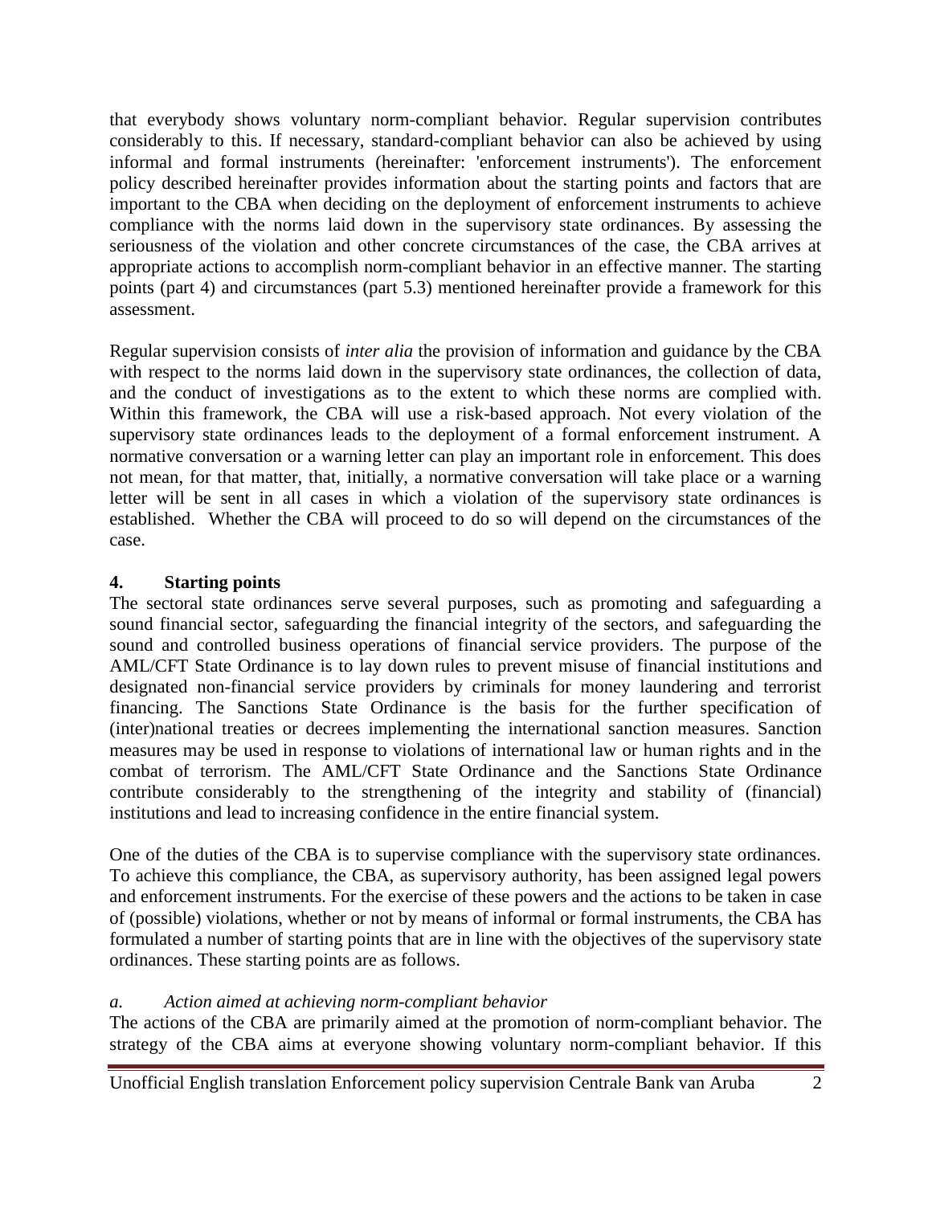that everybody shows voluntary norm-compliant behavior. Regular supervision contributes considerably to this. If necessary, standard-compliant behavior can also be achieved by using informal and formal instruments (hereinafter: 'enforcement instruments'). The enforcement policy described hereinafter provides information about the starting points and factors that are important to the CBA when deciding on the deployment of enforcement instruments to achieve compliance with the norms laid down in the supervisory state ordinances. By assessing the seriousness of the violation and other concrete circumstances of the case, the CBA arrives at appropriate actions to accomplish norm-compliant behavior in an effective manner. The starting points (part 4) and circumstances (part 5.3) mentioned hereinafter provide a framework for this assessment.

Regular supervision consists of *inter alia* the provision of information and guidance by the CBA with respect to the norms laid down in the supervisory state ordinances, the collection of data, and the conduct of investigations as to the extent to which these norms are complied with. Within this framework, the CBA will use a risk-based approach. Not every violation of the supervisory state ordinances leads to the deployment of a formal enforcement instrument. A normative conversation or a warning letter can play an important role in enforcement. This does not mean, for that matter, that, initially, a normative conversation will take place or a warning letter will be sent in all cases in which a violation of the supervisory state ordinances is established. Whether the CBA will proceed to do so will depend on the circumstances of the case.

## 4. Starting points

The sectoral state ordinances serve several purposes, such as promoting and safeguarding a sound financial sector, safeguarding the financial integrity of the sectors, and safeguarding the sound and controlled business operations of financial service providers. The purpose of the AML/CFT State Ordinance is to lay down rules to prevent misuse of financial institutions and designated non-financial service providers by criminals for money laundering and terrorist financing. The Sanctions State Ordinance is the basis for the further specification of (inter)national treaties or decrees implementing the international sanction measures. Sanction measures may be used in response to violations of international law or human rights and in the combat of terrorism. The AML/CFT State Ordinance and the Sanctions State Ordinance contribute considerably to the strengthening of the integrity and stability of (financial) institutions and lead to increasing confidence in the entire financial system.

One of the duties of the CBA is to supervise compliance with the supervisory state ordinances. To achieve this compliance, the CBA, as supervisory authority, has been assigned legal powers and enforcement instruments. For the exercise of these powers and the actions to be taken in case of (possible) violations, whether or not by means of informal or formal instruments, the CBA has formulated a number of starting points that are in line with the objectives of the supervisory state ordinances. These starting points are as follows.

*a. Action aimed at achieving norm-compliant behavior*

The actions of the CBA are primarily aimed at the promotion of norm-compliant behavior. The strategy of the CBA aims at everyone showing voluntary norm-compliant behavior. If this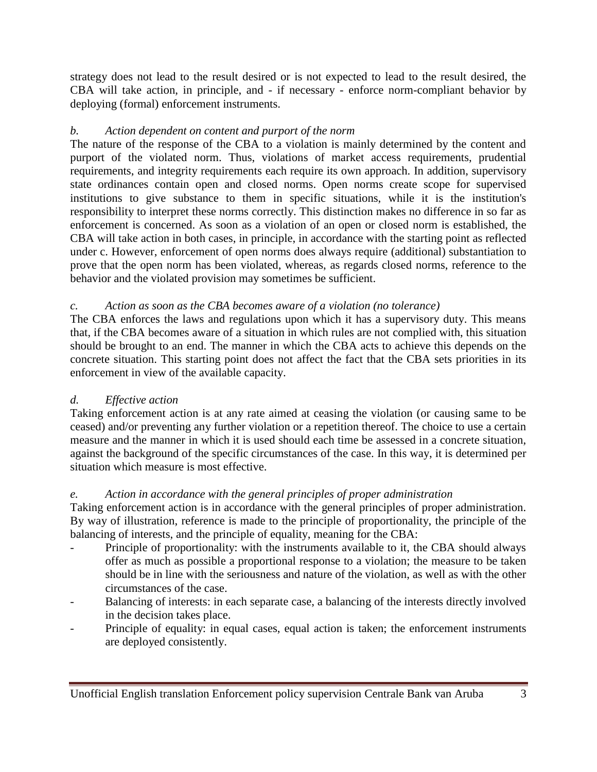strategy does not lead to the result desired or is not expected to lead to the result desired, the CBA will take action, in principle, and - if necessary - enforce norm-compliant behavior by deploying (formal) enforcement instruments.

*b. Action dependent on content and purport of the norm*

The nature of the response of the CBA to a violation is mainly determined by the content and purport of the violated norm. Thus, violations of market access requirements, prudential requirements, and integrity requirements each require its own approach. In addition, supervisory state ordinances contain open and closed norms. Open norms create scope for supervised institutions to give substance to them in specific situations, while it is the institution's responsibility to interpret these norms correctly. This distinction makes no difference in so far as enforcement is concerned. As soon as a violation of an open or closed norm is established, the CBA will take action in both cases, in principle, in accordance with the starting point as reflected under c. However, enforcement of open norms does always require (additional) substantiation to prove that the open norm has been violated, whereas, as regards closed norms, reference to the behavior and the violated provision may sometimes be sufficient.

*c. Action as soon as the CBA becomes aware of a violation (no tolerance)*

The CBA enforces the laws and regulations upon which it has a supervisory duty. This means that, if the CBA becomes aware of a situation in which rules are not complied with, this situation should be brought to an end. The manner in which the CBA acts to achieve this depends on the concrete situation. This starting point does not affect the fact that the CBA sets priorities in its enforcement in view of the available capacity.

*d. Effective action*

Taking enforcement action is at any rate aimed at ceasing the violation (or causing same to be ceased) and/or preventing any further violation or a repetition thereof. The choice to use a certain measure and the manner in which it is used should each time be assessed in a concrete situation, against the background of the specific circumstances of the case. In this way, it is determined per situation which measure is most effective.

*e. Action in accordance with the general principles of proper administration*

Taking enforcement action is in accordance with the general principles of proper administration. By way of illustration, reference is made to the principle of proportionality, the principle of the balancing of interests, and the principle of equality, meaning for the CBA:

- Principle of proportionality: with the instruments available to it, the CBA should always offer as much as possible a proportional response to a violation; the measure to be taken should be in line with the seriousness and nature of the violation, as well as with the other circumstances of the case.
- Balancing of interests: in each separate case, a balancing of the interests directly involved in the decision takes place.
- Principle of equality: in equal cases, equal action is taken; the enforcement instruments are deployed consistently.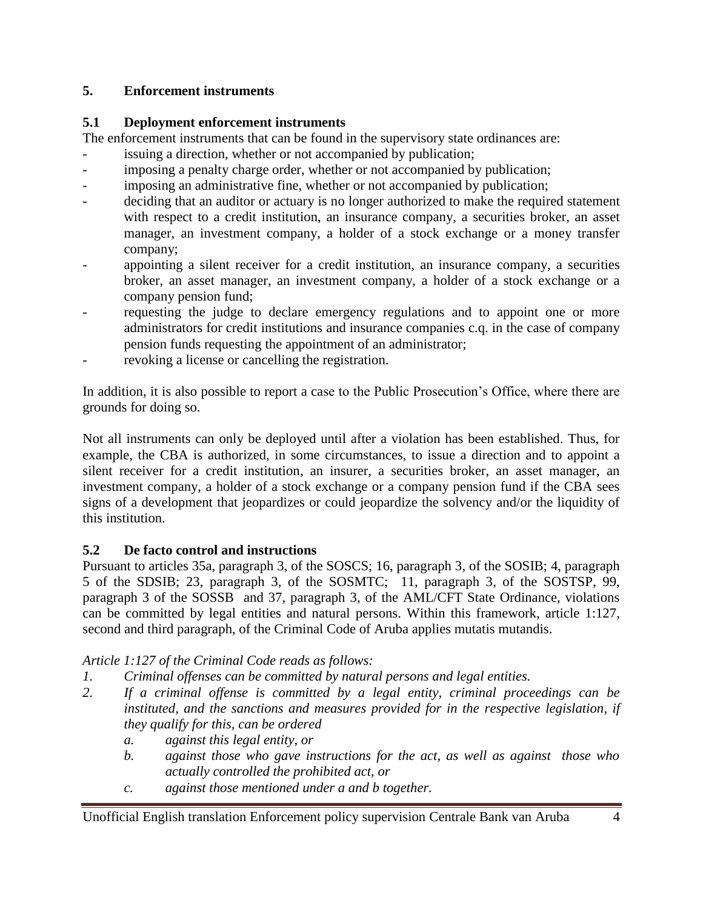## 5. Enforcement instruments

### 5.1 Deployment enforcement instruments

The enforcement instruments that can be found in the supervisory state ordinances are:

- issuing a direction, whether or not accompanied by publication;
- imposing a penalty charge order, whether or not accompanied by publication;
- imposing an administrative fine, whether or not accompanied by publication;
- deciding that an auditor or actuary is no longer authorized to make the required statement with respect to a credit institution, an insurance company, a securities broker, an asset manager, an investment company, a holder of a stock exchange or a money transfer company;
- appointing a silent receiver for a credit institution, an insurance company, a securities broker, an asset manager, an investment company, a holder of a stock exchange or a company pension fund;
- requesting the judge to declare emergency regulations and to appoint one or more administrators for credit institutions and insurance companies c.q. in the case of company pension funds requesting the appointment of an administrator;
- revoking a license or cancelling the registration.

In addition, it is also possible to report a case to the Public Prosecution's Office, where there are grounds for doing so.

Not all instruments can only be deployed until after a violation has been established. Thus, for example, the CBA is authorized, in some circumstances, to issue a direction and to appoint a silent receiver for a credit institution, an insurer, a securities broker, an asset manager, an investment company, a holder of a stock exchange or a company pension fund if the CBA sees signs of a development that jeopardizes or could jeopardize the solvency and/or the liquidity of this institution.

### 5.2 De facto control and instructions

Pursuant to articles 35a, paragraph 3, of the SOSCS; 16, paragraph 3, of the SOSIB; 4, paragraph 5 of the SDSIB; 23, paragraph 3, of the SOSMTC; 11, paragraph 3, of the SOSTSP, 99, paragraph 3 of the SOSSB and 37, paragraph 3, of the AML/CFT State Ordinance, violations can be committed by legal entities and natural persons. Within this framework, article 1:127, second and third paragraph, of the Criminal Code of Aruba applies mutatis mutandis.

*Article 1:127 of the Criminal Code reads as follows:*

1. *Criminal offenses can be committed by natural persons and legal entities.*
2. *If a criminal offense is committed by a legal entity, criminal proceedings can be instituted, and the sanctions and measures provided for in the respective legislation, if they qualify for this, can be ordered*
   a. *against this legal entity, or*
   b. *against those who gave instructions for the act, as well as against those who actually controlled the prohibited act, or*
   c. *against those mentioned under a and b together.*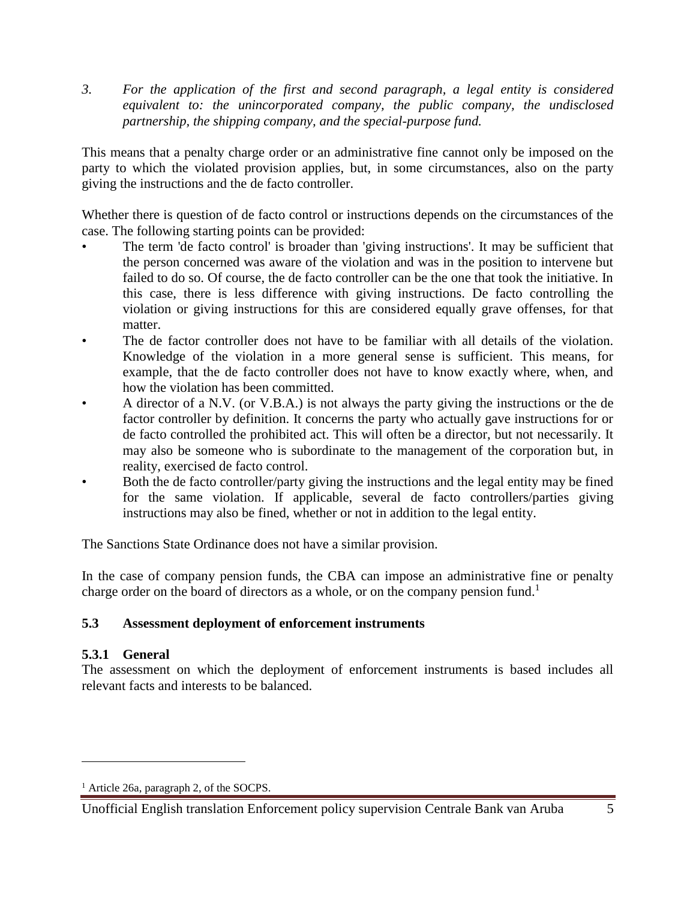*3. For the application of the first and second paragraph, a legal entity is considered equivalent to: the unincorporated company, the public company, the undisclosed partnership, the shipping company, and the special-purpose fund.*

This means that a penalty charge order or an administrative fine cannot only be imposed on the party to which the violated provision applies, but, in some circumstances, also on the party giving the instructions and the de facto controller.

Whether there is question of de facto control or instructions depends on the circumstances of the case. The following starting points can be provided:

- The term 'de facto control' is broader than 'giving instructions'. It may be sufficient that the person concerned was aware of the violation and was in the position to intervene but failed to do so. Of course, the de facto controller can be the one that took the initiative. In this case, there is less difference with giving instructions. De facto controlling the violation or giving instructions for this are considered equally grave offenses, for that matter.
- The de factor controller does not have to be familiar with all details of the violation. Knowledge of the violation in a more general sense is sufficient. This means, for example, that the de facto controller does not have to know exactly where, when, and how the violation has been committed.
- A director of a N.V. (or V.B.A.) is not always the party giving the instructions or the de factor controller by definition. It concerns the party who actually gave instructions for or de facto controlled the prohibited act. This will often be a director, but not necessarily. It may also be someone who is subordinate to the management of the corporation but, in reality, exercised de facto control.
- Both the de facto controller/party giving the instructions and the legal entity may be fined for the same violation. If applicable, several de facto controllers/parties giving instructions may also be fined, whether or not in addition to the legal entity.

The Sanctions State Ordinance does not have a similar provision.

In the case of company pension funds, the CBA can impose an administrative fine or penalty charge order on the board of directors as a whole, or on the company pension fund.[1]

## 5.3 Assessment deployment of enforcement instruments

### 5.3.1 General

The assessment on which the deployment of enforcement instruments is based includes all relevant facts and interests to be balanced.

---

[1] Article 26a, paragraph 2, of the SOCPS.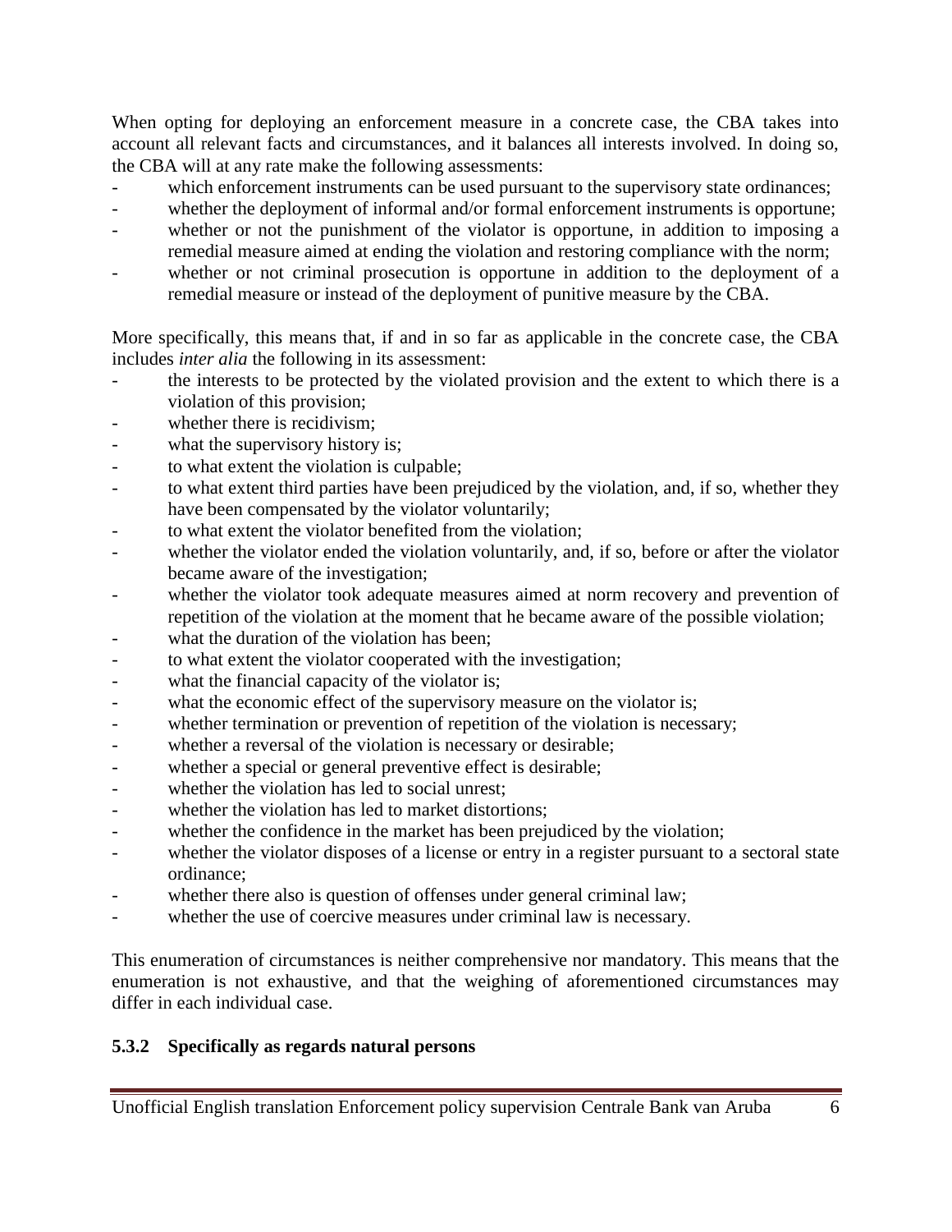When opting for deploying an enforcement measure in a concrete case, the CBA takes into account all relevant facts and circumstances, and it balances all interests involved. In doing so, the CBA will at any rate make the following assessments:

- which enforcement instruments can be used pursuant to the supervisory state ordinances;
- whether the deployment of informal and/or formal enforcement instruments is opportune;
- whether or not the punishment of the violator is opportune, in addition to imposing a remedial measure aimed at ending the violation and restoring compliance with the norm;
- whether or not criminal prosecution is opportune in addition to the deployment of a remedial measure or instead of the deployment of punitive measure by the CBA.

More specifically, this means that, if and in so far as applicable in the concrete case, the CBA includes *inter alia* the following in its assessment:

- the interests to be protected by the violated provision and the extent to which there is a violation of this provision;
- whether there is recidivism;
- what the supervisory history is;
- to what extent the violation is culpable;
- to what extent third parties have been prejudiced by the violation, and, if so, whether they have been compensated by the violator voluntarily;
- to what extent the violator benefited from the violation;
- whether the violator ended the violation voluntarily, and, if so, before or after the violator became aware of the investigation;
- whether the violator took adequate measures aimed at norm recovery and prevention of repetition of the violation at the moment that he became aware of the possible violation;
- what the duration of the violation has been;
- to what extent the violator cooperated with the investigation;
- what the financial capacity of the violator is;
- what the economic effect of the supervisory measure on the violator is;
- whether termination or prevention of repetition of the violation is necessary;
- whether a reversal of the violation is necessary or desirable;
- whether a special or general preventive effect is desirable;
- whether the violation has led to social unrest;
- whether the violation has led to market distortions;
- whether the confidence in the market has been prejudiced by the violation;
- whether the violator disposes of a license or entry in a register pursuant to a sectoral state ordinance;
- whether there also is question of offenses under general criminal law;
- whether the use of coercive measures under criminal law is necessary.

This enumeration of circumstances is neither comprehensive nor mandatory. This means that the enumeration is not exhaustive, and that the weighing of aforementioned circumstances may differ in each individual case.

### 5.3.2 Specifically as regards natural persons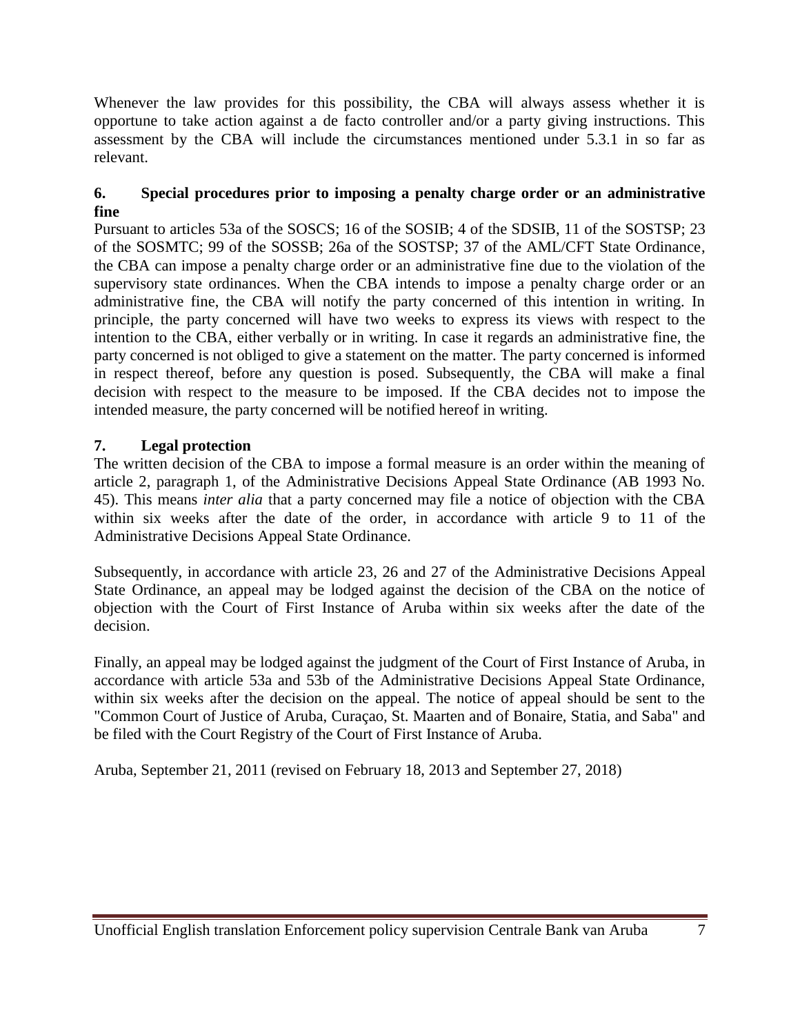Whenever the law provides for this possibility, the CBA will always assess whether it is opportune to take action against a de facto controller and/or a party giving instructions. This assessment by the CBA will include the circumstances mentioned under 5.3.1 in so far as relevant.

## 6. Special procedures prior to imposing a penalty charge order or an administrative fine

Pursuant to articles 53a of the SOSCS; 16 of the SOSIB; 4 of the SDSIB, 11 of the SOSTSP; 23 of the SOSMTC; 99 of the SOSSB; 26a of the SOSTSP; 37 of the AML/CFT State Ordinance, the CBA can impose a penalty charge order or an administrative fine due to the violation of the supervisory state ordinances. When the CBA intends to impose a penalty charge order or an administrative fine, the CBA will notify the party concerned of this intention in writing. In principle, the party concerned will have two weeks to express its views with respect to the intention to the CBA, either verbally or in writing. In case it regards an administrative fine, the party concerned is not obliged to give a statement on the matter. The party concerned is informed in respect thereof, before any question is posed. Subsequently, the CBA will make a final decision with respect to the measure to be imposed. If the CBA decides not to impose the intended measure, the party concerned will be notified hereof in writing.

## 7. Legal protection

The written decision of the CBA to impose a formal measure is an order within the meaning of article 2, paragraph 1, of the Administrative Decisions Appeal State Ordinance (AB 1993 No. 45). This means *inter alia* that a party concerned may file a notice of objection with the CBA within six weeks after the date of the order, in accordance with article 9 to 11 of the Administrative Decisions Appeal State Ordinance.

Subsequently, in accordance with article 23, 26 and 27 of the Administrative Decisions Appeal State Ordinance, an appeal may be lodged against the decision of the CBA on the notice of objection with the Court of First Instance of Aruba within six weeks after the date of the decision.

Finally, an appeal may be lodged against the judgment of the Court of First Instance of Aruba, in accordance with article 53a and 53b of the Administrative Decisions Appeal State Ordinance, within six weeks after the decision on the appeal. The notice of appeal should be sent to the "Common Court of Justice of Aruba, Curaçao, St. Maarten and of Bonaire, Statia, and Saba" and be filed with the Court Registry of the Court of First Instance of Aruba.

Aruba, September 21, 2011 (revised on February 18, 2013 and September 27, 2018)